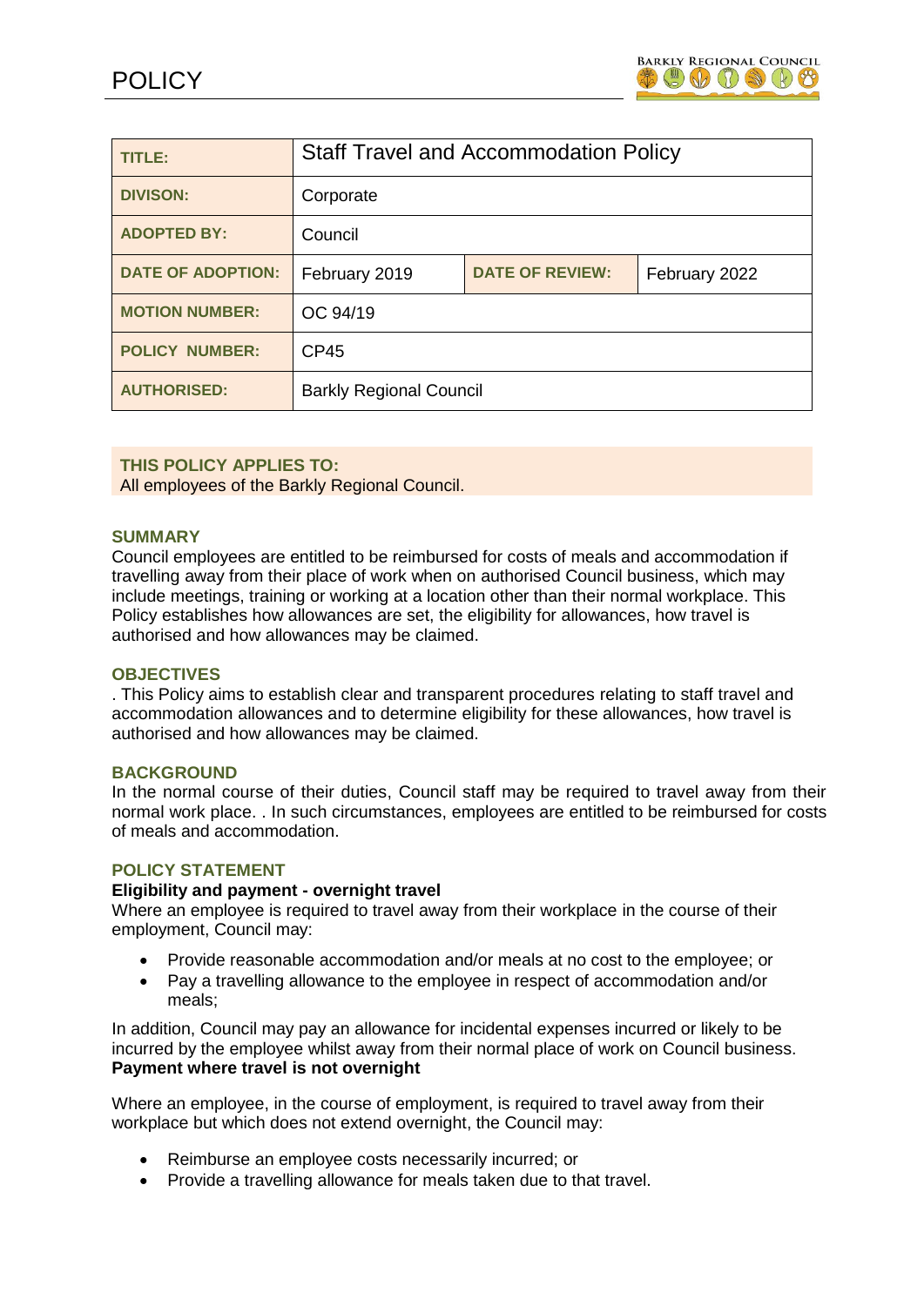# POLICY

| TITLE: | Staff Travel and Accommodation Policy | | |
| --- | --- | --- | --- |
| DIVISON: | Corporate | | |
| ADOPTED BY: | Council | | |
| DATE OF ADOPTION: | February 2019 | DATE OF REVIEW: | February 2022 |
| MOTION NUMBER: | OC 94/19 | | |
| POLICY NUMBER: | CP45 | | |
| AUTHORISED: | Barkly Regional Council | | |

**THIS POLICY APPLIES TO:**
All employees of the Barkly Regional Council.

## SUMMARY

Council employees are entitled to be reimbursed for costs of meals and accommodation if travelling away from their place of work when on authorised Council business, which may include meetings, training or working at a location other than their normal workplace. This Policy establishes how allowances are set, the eligibility for allowances, how travel is authorised and how allowances may be claimed.

## OBJECTIVES

. This Policy aims to establish clear and transparent procedures relating to staff travel and accommodation allowances and to determine eligibility for these allowances, how travel is authorised and how allowances may be claimed.

## BACKGROUND

In the normal course of their duties, Council staff may be required to travel away from their normal work place. . In such circumstances, employees are entitled to be reimbursed for costs of meals and accommodation.

## POLICY STATEMENT

**Eligibility and payment - overnight travel**

Where an employee is required to travel away from their workplace in the course of their employment, Council may:

- Provide reasonable accommodation and/or meals at no cost to the employee; or
- Pay a travelling allowance to the employee in respect of accommodation and/or meals;

In addition, Council may pay an allowance for incidental expenses incurred or likely to be incurred by the employee whilst away from their normal place of work on Council business.

**Payment where travel is not overnight**

Where an employee, in the course of employment, is required to travel away from their workplace but which does not extend overnight, the Council may:

- Reimburse an employee costs necessarily incurred; or
- Provide a travelling allowance for meals taken due to that travel.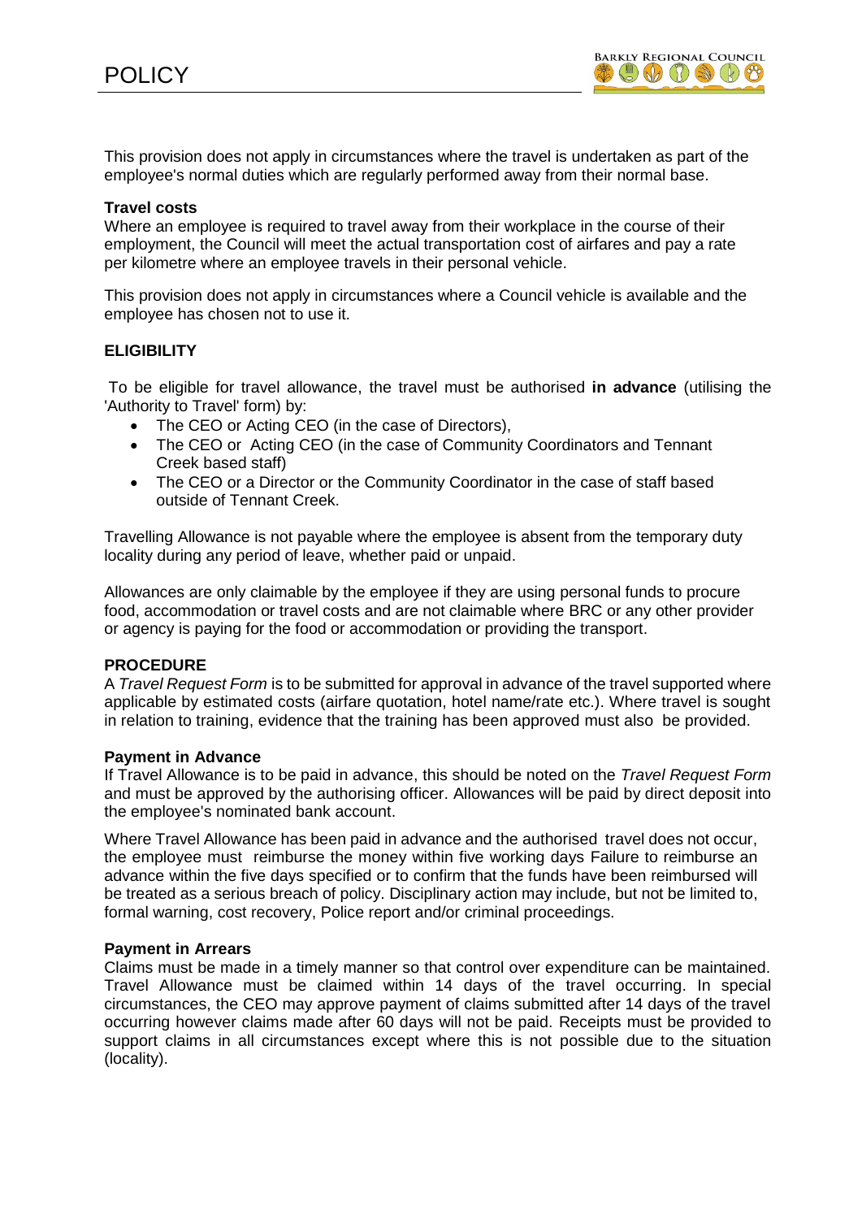This provision does not apply in circumstances where the travel is undertaken as part of the employee's normal duties which are regularly performed away from their normal base.

**Travel costs**

Where an employee is required to travel away from their workplace in the course of their employment, the Council will meet the actual transportation cost of airfares and pay a rate per kilometre where an employee travels in their personal vehicle.

This provision does not apply in circumstances where a Council vehicle is available and the employee has chosen not to use it.

## ELIGIBILITY

To be eligible for travel allowance, the travel must be authorised **in advance** (utilising the 'Authority to Travel' form) by:

- The CEO or Acting CEO (in the case of Directors),
- The CEO or Acting CEO (in the case of Community Coordinators and Tennant Creek based staff)
- The CEO or a Director or the Community Coordinator in the case of staff based outside of Tennant Creek.

Travelling Allowance is not payable where the employee is absent from the temporary duty locality during any period of leave, whether paid or unpaid.

Allowances are only claimable by the employee if they are using personal funds to procure food, accommodation or travel costs and are not claimable where BRC or any other provider or agency is paying for the food or accommodation or providing the transport.

## PROCEDURE

A *Travel Request Form* is to be submitted for approval in advance of the travel supported where applicable by estimated costs (airfare quotation, hotel name/rate etc.). Where travel is sought in relation to training, evidence that the training has been approved must also be provided.

**Payment in Advance**

If Travel Allowance is to be paid in advance, this should be noted on the *Travel Request Form* and must be approved by the authorising officer. Allowances will be paid by direct deposit into the employee's nominated bank account.

Where Travel Allowance has been paid in advance and the authorised travel does not occur, the employee must reimburse the money within five working days Failure to reimburse an advance within the five days specified or to confirm that the funds have been reimbursed will be treated as a serious breach of policy. Disciplinary action may include, but not be limited to, formal warning, cost recovery, Police report and/or criminal proceedings.

**Payment in Arrears**

Claims must be made in a timely manner so that control over expenditure can be maintained. Travel Allowance must be claimed within 14 days of the travel occurring. In special circumstances, the CEO may approve payment of claims submitted after 14 days of the travel occurring however claims made after 60 days will not be paid. Receipts must be provided to support claims in all circumstances except where this is not possible due to the situation (locality).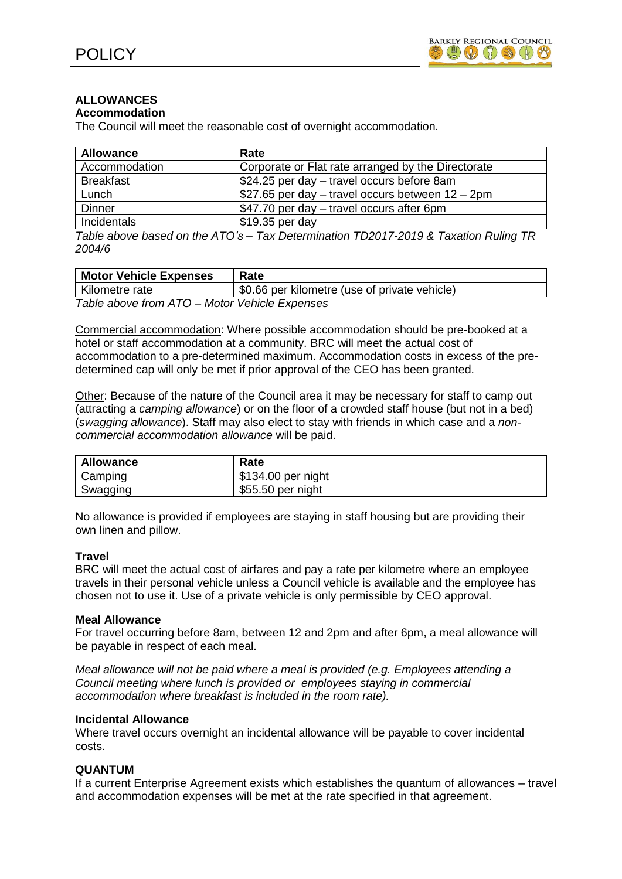## ALLOWANCES

### Accommodation

The Council will meet the reasonable cost of overnight accommodation.

| Allowance | Rate |
|---|---|
| Accommodation | Corporate or Flat rate arranged by the Directorate |
| Breakfast | $24.25 per day – travel occurs before 8am |
| Lunch | $27.65 per day – travel occurs between 12 – 2pm |
| Dinner | $47.70 per day – travel occurs after 6pm |
| Incidentals | $19.35 per day |

*Table above based on the ATO's – Tax Determination TD2017-2019 & Taxation Ruling TR 2004/6*

| Motor Vehicle Expenses | Rate |
|---|---|
| Kilometre rate | $0.66 per kilometre (use of private vehicle) |

*Table above from ATO – Motor Vehicle Expenses*

Commercial accommodation: Where possible accommodation should be pre-booked at a hotel or staff accommodation at a community. BRC will meet the actual cost of accommodation to a pre-determined maximum. Accommodation costs in excess of the pre-determined cap will only be met if prior approval of the CEO has been granted.

Other: Because of the nature of the Council area it may be necessary for staff to camp out (attracting a *camping allowance*) or on the floor of a crowded staff house (but not in a bed) (*swagging allowance*). Staff may also elect to stay with friends in which case and a *non-commercial accommodation allowance* will be paid.

| Allowance | Rate |
|---|---|
| Camping | $134.00 per night |
| Swagging | $55.50 per night |

No allowance is provided if employees are staying in staff housing but are providing their own linen and pillow.

### Travel

BRC will meet the actual cost of airfares and pay a rate per kilometre where an employee travels in their personal vehicle unless a Council vehicle is available and the employee has chosen not to use it. Use of a private vehicle is only permissible by CEO approval.

### Meal Allowance

For travel occurring before 8am, between 12 and 2pm and after 6pm, a meal allowance will be payable in respect of each meal.

*Meal allowance will not be paid where a meal is provided (e.g. Employees attending a Council meeting where lunch is provided or employees staying in commercial accommodation where breakfast is included in the room rate).*

### Incidental Allowance

Where travel occurs overnight an incidental allowance will be payable to cover incidental costs.

## QUANTUM

If a current Enterprise Agreement exists which establishes the quantum of allowances – travel and accommodation expenses will be met at the rate specified in that agreement.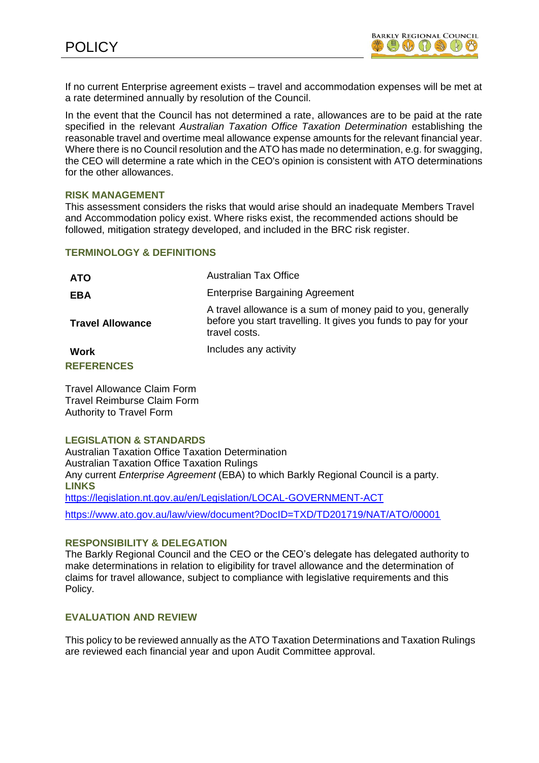If no current Enterprise agreement exists – travel and accommodation expenses will be met at a rate determined annually by resolution of the Council.

In the event that the Council has not determined a rate, allowances are to be paid at the rate specified in the relevant *Australian Taxation Office Taxation Determination* establishing the reasonable travel and overtime meal allowance expense amounts for the relevant financial year. Where there is no Council resolution and the ATO has made no determination, e.g. for swagging, the CEO will determine a rate which in the CEO's opinion is consistent with ATO determinations for the other allowances.

## RISK MANAGEMENT

This assessment considers the risks that would arise should an inadequate Members Travel and Accommodation policy exist. Where risks exist, the recommended actions should be followed, mitigation strategy developed, and included in the BRC risk register.

## TERMINOLOGY & DEFINITIONS

| | |
|---|---|
| **ATO** | Australian Tax Office |
| **EBA** | Enterprise Bargaining Agreement |
| **Travel Allowance** | A travel allowance is a sum of money paid to you, generally before you start travelling. It gives you funds to pay for your travel costs. |
| **Work** | Includes any activity |

## REFERENCES

Travel Allowance Claim Form
Travel Reimburse Claim Form
Authority to Travel Form

## LEGISLATION & STANDARDS

Australian Taxation Office Taxation Determination
Australian Taxation Office Taxation Rulings
Any current *Enterprise Agreement* (EBA) to which Barkly Regional Council is a party.

## LINKS

https://legislation.nt.gov.au/en/Legislation/LOCAL-GOVERNMENT-ACT

https://www.ato.gov.au/law/view/document?DocID=TXD/TD201719/NAT/ATO/00001

## RESPONSIBILITY & DELEGATION

The Barkly Regional Council and the CEO or the CEO's delegate has delegated authority to make determinations in relation to eligibility for travel allowance and the determination of claims for travel allowance, subject to compliance with legislative requirements and this Policy.

## EVALUATION AND REVIEW

This policy to be reviewed annually as the ATO Taxation Determinations and Taxation Rulings are reviewed each financial year and upon Audit Committee approval.